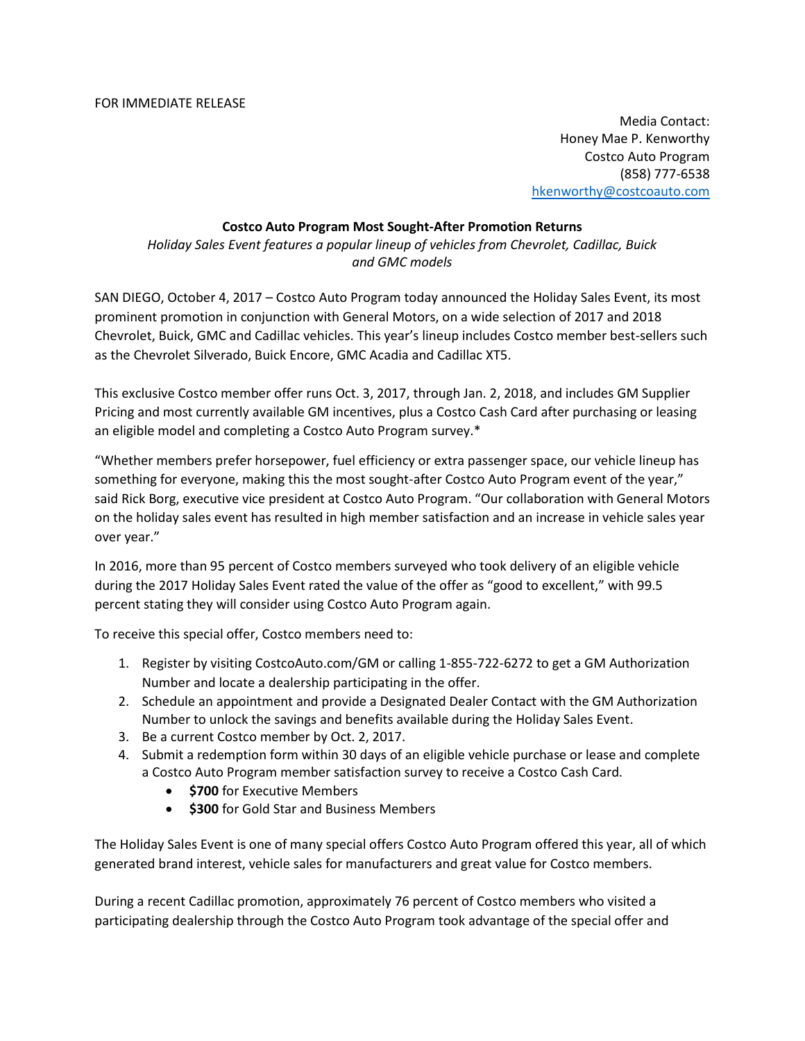FOR IMMEDIATE RELEASE

Media Contact:
Honey Mae P. Kenworthy
Costco Auto Program
(858) 777-6538
hkenworthy@costcoauto.com

**Costco Auto Program Most Sought-After Promotion Returns**

*Holiday Sales Event features a popular lineup of vehicles from Chevrolet, Cadillac, Buick and GMC models*

SAN DIEGO, October 4, 2017 – Costco Auto Program today announced the Holiday Sales Event, its most prominent promotion in conjunction with General Motors, on a wide selection of 2017 and 2018 Chevrolet, Buick, GMC and Cadillac vehicles. This year's lineup includes Costco member best-sellers such as the Chevrolet Silverado, Buick Encore, GMC Acadia and Cadillac XT5.

This exclusive Costco member offer runs Oct. 3, 2017, through Jan. 2, 2018, and includes GM Supplier Pricing and most currently available GM incentives, plus a Costco Cash Card after purchasing or leasing an eligible model and completing a Costco Auto Program survey.*

"Whether members prefer horsepower, fuel efficiency or extra passenger space, our vehicle lineup has something for everyone, making this the most sought-after Costco Auto Program event of the year," said Rick Borg, executive vice president at Costco Auto Program. "Our collaboration with General Motors on the holiday sales event has resulted in high member satisfaction and an increase in vehicle sales year over year."

In 2016, more than 95 percent of Costco members surveyed who took delivery of an eligible vehicle during the 2017 Holiday Sales Event rated the value of the offer as "good to excellent," with 99.5 percent stating they will consider using Costco Auto Program again.

To receive this special offer, Costco members need to:

1. Register by visiting CostcoAuto.com/GM or calling 1-855-722-6272 to get a GM Authorization Number and locate a dealership participating in the offer.
2. Schedule an appointment and provide a Designated Dealer Contact with the GM Authorization Number to unlock the savings and benefits available during the Holiday Sales Event.
3. Be a current Costco member by Oct. 2, 2017.
4. Submit a redemption form within 30 days of an eligible vehicle purchase or lease and complete a Costco Auto Program member satisfaction survey to receive a Costco Cash Card.
    - **$700** for Executive Members
    - **$300** for Gold Star and Business Members

The Holiday Sales Event is one of many special offers Costco Auto Program offered this year, all of which generated brand interest, vehicle sales for manufacturers and great value for Costco members.

During a recent Cadillac promotion, approximately 76 percent of Costco members who visited a participating dealership through the Costco Auto Program took advantage of the special offer and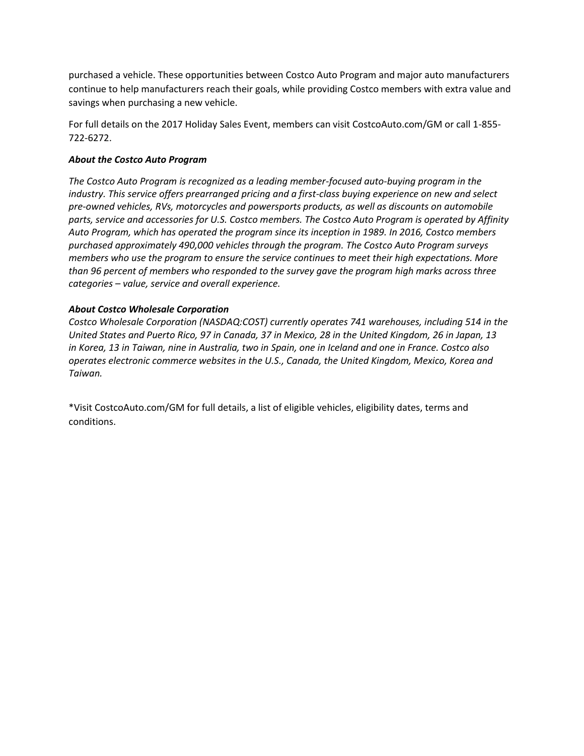purchased a vehicle. These opportunities between Costco Auto Program and major auto manufacturers continue to help manufacturers reach their goals, while providing Costco members with extra value and savings when purchasing a new vehicle.

For full details on the 2017 Holiday Sales Event, members can visit CostcoAuto.com/GM or call 1-855-722-6272.

***About the Costco Auto Program***

*The Costco Auto Program is recognized as a leading member-focused auto-buying program in the industry. This service offers prearranged pricing and a first-class buying experience on new and select pre-owned vehicles, RVs, motorcycles and powersports products, as well as discounts on automobile parts, service and accessories for U.S. Costco members. The Costco Auto Program is operated by Affinity Auto Program, which has operated the program since its inception in 1989. In 2016, Costco members purchased approximately 490,000 vehicles through the program. The Costco Auto Program surveys members who use the program to ensure the service continues to meet their high expectations. More than 96 percent of members who responded to the survey gave the program high marks across three categories – value, service and overall experience.*

***About Costco Wholesale Corporation***

*Costco Wholesale Corporation (NASDAQ:COST) currently operates 741 warehouses, including 514 in the United States and Puerto Rico, 97 in Canada, 37 in Mexico, 28 in the United Kingdom, 26 in Japan, 13 in Korea, 13 in Taiwan, nine in Australia, two in Spain, one in Iceland and one in France. Costco also operates electronic commerce websites in the U.S., Canada, the United Kingdom, Mexico, Korea and Taiwan.*

*Visit CostcoAuto.com/GM for full details, a list of eligible vehicles, eligibility dates, terms and conditions.